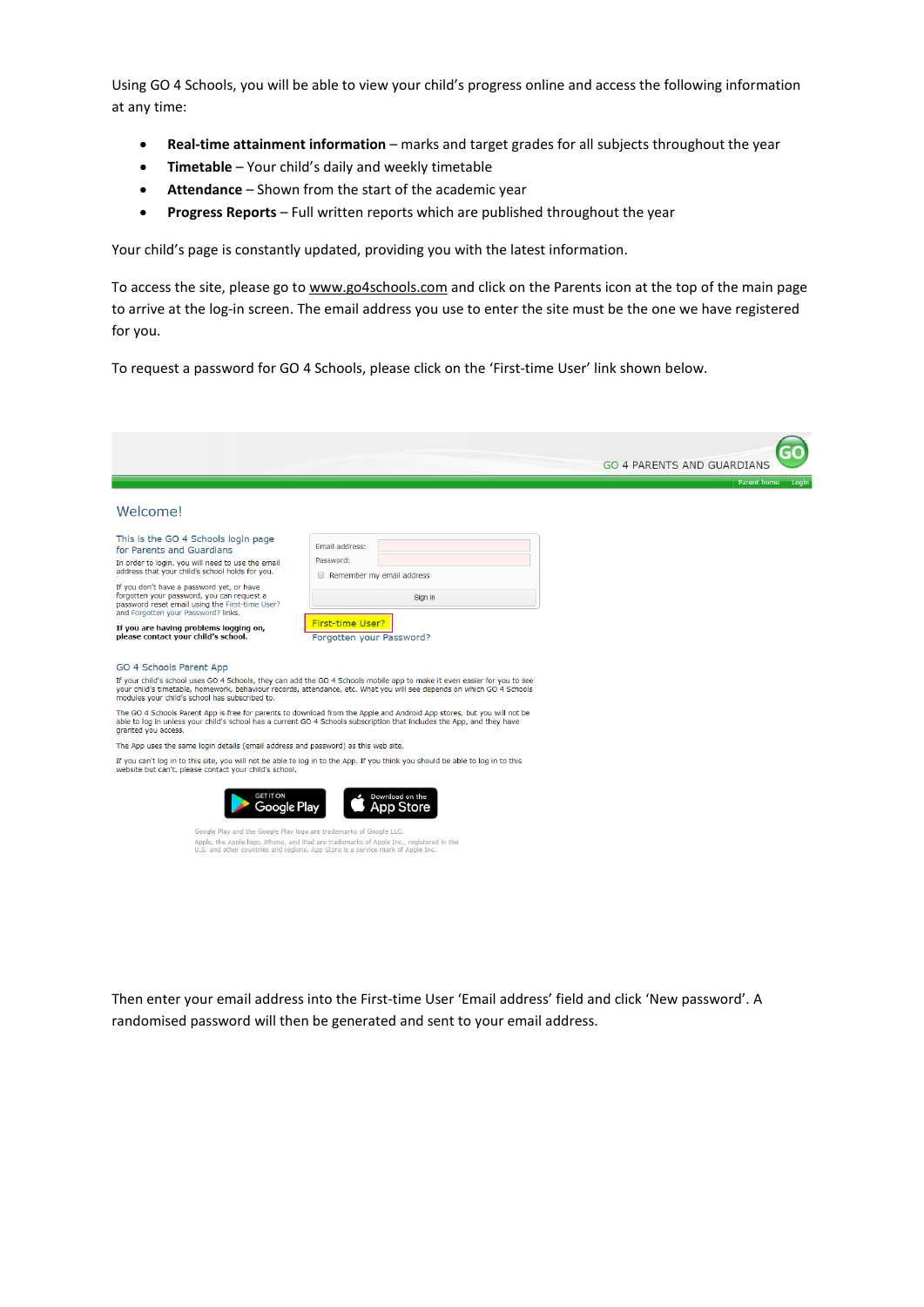Using GO 4 Schools, you will be able to view your child's progress online and access the following information at any time:

- **Real-time attainment information** – marks and target grades for all subjects throughout the year
- **Timetable** – Your child's daily and weekly timetable
- **Attendance** – Shown from the start of the academic year
- **Progress Reports** – Full written reports which are published throughout the year

Your child's page is constantly updated, providing you with the latest information.

To access the site, please go to www.go4schools.com and click on the Parents icon at the top of the main page to arrive at the log-in screen. The email address you use to enter the site must be the one we have registered for you.

To request a password for GO 4 Schools, please click on the 'First-time User' link shown below.

GO 4 PARENTS AND GUARDIANS

Parent home | Login

Welcome!

This is the GO 4 Schools login page for Parents and Guardians

In order to login, you will need to use the email address that your child's school holds for you.

If you don't have a password yet, or have forgotten your password, you can request a password reset email using the First-time User? and Forgotten your Password? links.

**If you are having problems logging on, please contact your child's school.**

Email address:

Password:

Remember my email address

Sign in

First-time User?

Forgotten your Password?

GO 4 Schools Parent App

If your child's school uses GO 4 Schools, they can add the GO 4 Schools mobile app to make it even easier for you to see your child's timetable, homework, behaviour records, attendance, etc. What you will see depends on which GO 4 Schools modules your child's school has subscribed to.

The GO 4 Schools Parent App is free for parents to download from the Apple and Android App stores, but you will not be able to log in unless your child's school has a current GO 4 Schools subscription that includes the App, and they have granted you access.

The App uses the same login details (email address and password) as this web site.

If you can't log in to this site, you will not be able to log in to the App. If you think you should be able to log in to this website but can't, please contact your child's school.

GET IT ON Google Play

Download on the App Store

Google Play and the Google Play logo are trademarks of Google LLC.
Apple, the Apple logo, iPhone, and iPad are trademarks of Apple Inc., registered in the U.S. and other countries and regions. App Store is a service mark of Apple Inc.

Then enter your email address into the First-time User 'Email address' field and click 'New password'. A randomised password will then be generated and sent to your email address.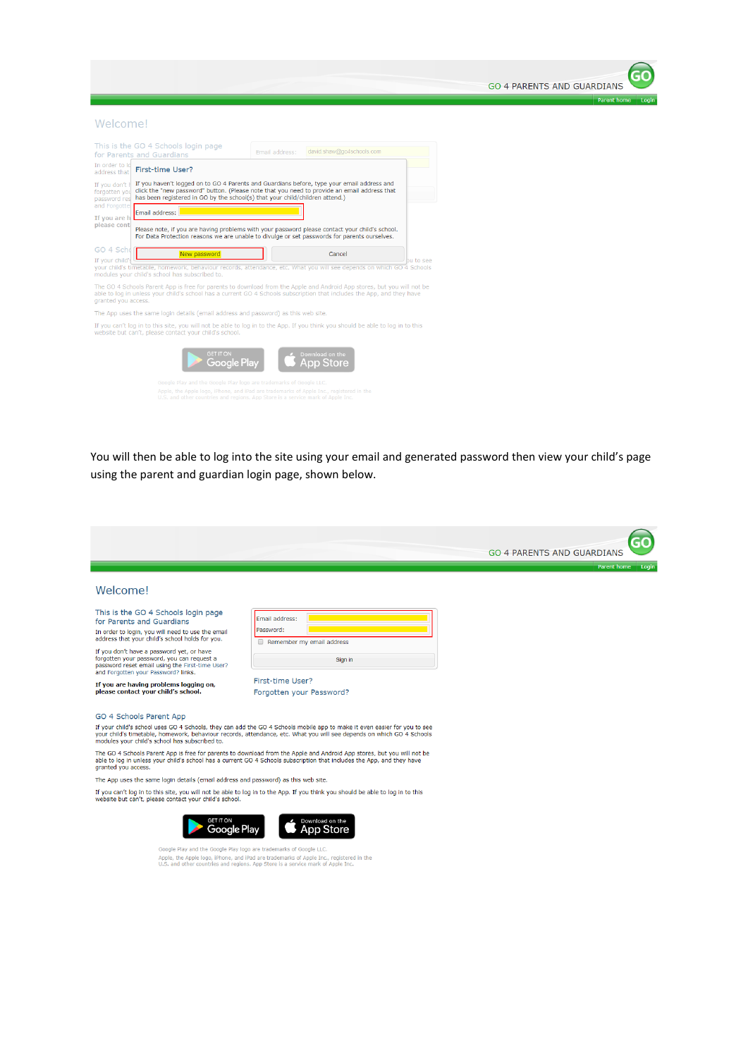GO 4 PARENTS AND GUARDIANS

Parent home | Login

## Welcome!

This is the GO 4 Schools login page for Parents and Guardians

Email address: david.shaw@go4schools.com

**First-time User?**

If you haven't logged on to GO 4 Parents and Guardians before, type your email address and click the "new password" button. (Please note that you need to provide an email address that has been registered in GO by the school(s) that your child/children attend.)

Email address:

Please note, if you are having problems with your password please contact your child's school. For Data Protection reasons we are unable to divulge or set passwords for parents ourselves.

New password | Cancel

The GO 4 Schools Parent App is free for parents to download from the Apple and Android App stores, but you will not be able to log in unless your child's school has a current GO 4 Schools subscription that includes the App, and they have granted you access.

The App uses the same login details (email address and password) as this web site.

If you can't log in to this site, you will not be able to log in to the App. If you think you should be able to log in to this website but can't, please contact your child's school.

GET IT ON Google Play | Download on the App Store

Google Play and the Google Play logo are trademarks of Google LLC.
Apple, the Apple logo, iPhone, and iPad are trademarks of Apple Inc., registered in the U.S. and other countries and regions. App Store is a service mark of Apple Inc.

You will then be able to log into the site using your email and generated password then view your child's page using the parent and guardian login page, shown below.

GO 4 PARENTS AND GUARDIANS

Parent home | Login

## Welcome!

This is the GO 4 Schools login page for Parents and Guardians

In order to login, you will need to use the email address that your child's school holds for you.

If you don't have a password yet, or have forgotten your password, you can request a password reset email using the First-time User? and Forgotten your Password? links.

**If you are having problems logging on, please contact your child's school.**

Email address:
Password:
Remember my email address
Sign in

First-time User?
Forgotten your Password?

### GO 4 Schools Parent App

If your child's school uses GO 4 Schools, they can add the GO 4 Schools mobile app to make it even easier for you to see your child's timetable, homework, behaviour records, attendance, etc. What you will see depends on which GO 4 Schools modules your child's school has subscribed to.

The GO 4 Schools Parent App is free for parents to download from the Apple and Android App stores, but you will not be able to log in unless your child's school has a current GO 4 Schools subscription that includes the App, and they have granted you access.

The App uses the same login details (email address and password) as this web site.

If you can't log in to this site, you will not be able to log in to the App. If you think you should be able to log in to this website but can't, please contact your child's school.

GET IT ON Google Play | Download on the App Store

Google Play and the Google Play logo are trademarks of Google LLC.
Apple, the Apple logo, iPhone, and iPad are trademarks of Apple Inc., registered in the U.S. and other countries and regions. App Store is a service mark of Apple Inc.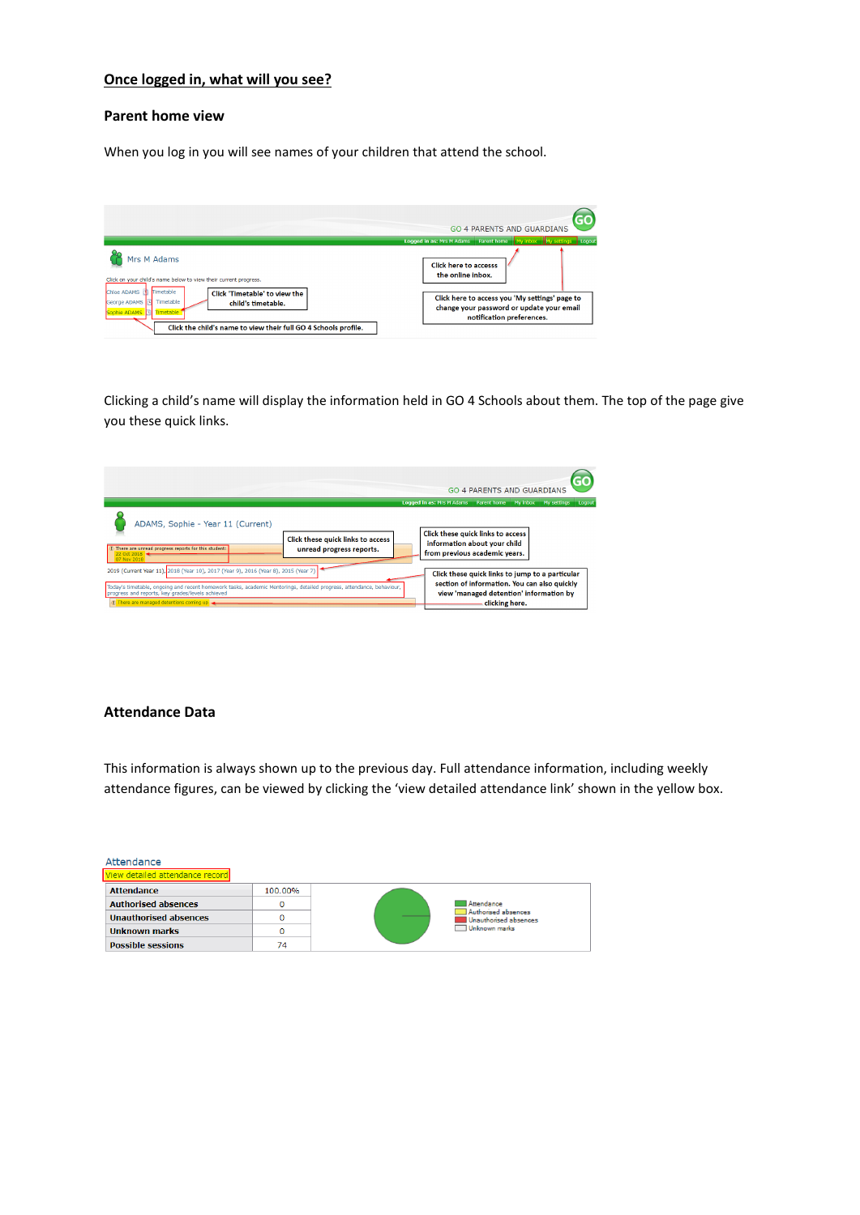## Once logged in, what will you see?

### Parent home view

When you log in you will see names of your children that attend the school.

GO 4 PARENTS AND GUARDIANS

Logged in as: Mrs M Adams | Parent home | My inbox | My settings | Logout

Mrs M Adams

Click on your child's name below to view their current progress.

Chloe ADAMS | Timetable
Georgie ADAMS | Timetable
Sophie ADAMS | Timetable

Click 'Timetable' to view the child's timetable.

Click the child's name to view their full GO 4 Schools profile.

Click here to access the online inbox.

Click here to access you 'My settings' page to change your password or update your email notification preferences.

Clicking a child's name will display the information held in GO 4 Schools about them. The top of the page give you these quick links.

GO 4 PARENTS AND GUARDIANS

Logged in as: Mrs M Adams | Parent home | My inbox | My settings | Logout

ADAMS, Sophie - Year 11 (Current)

There are unread progress reports for this student: 22 Oct 2018, 07 Nov 2018

Click these quick links to access unread progress reports.

Click these quick links to access information about your child from previous academic years.

2019 (Current Year 11), 2018 (Year 10), 2017 (Year 9), 2016 (Year 8), 2015 (Year 7)

Today's timetable, ongoing and recent homework tasks, academic Mentorings, detailed progress, attendance, behaviour, progress and reports, key grades/levels achieved

There are managed detentions coming up

Click these quick links to jump to a particular section of information. You can also quickly view 'managed detention' information by clicking here.

### Attendance Data

This information is always shown up to the previous day. Full attendance information, including weekly attendance figures, can be viewed by clicking the 'view detailed attendance link' shown in the yellow box.

Attendance

View detailed attendance record

| Attendance | 100.00% |
|---|---|
| Authorised absences | 0 |
| Unauthorised absences | 0 |
| Unknown marks | 0 |
| Possible sessions | 74 |

Attendance
Authorised absences
Unauthorised absences
Unknown marks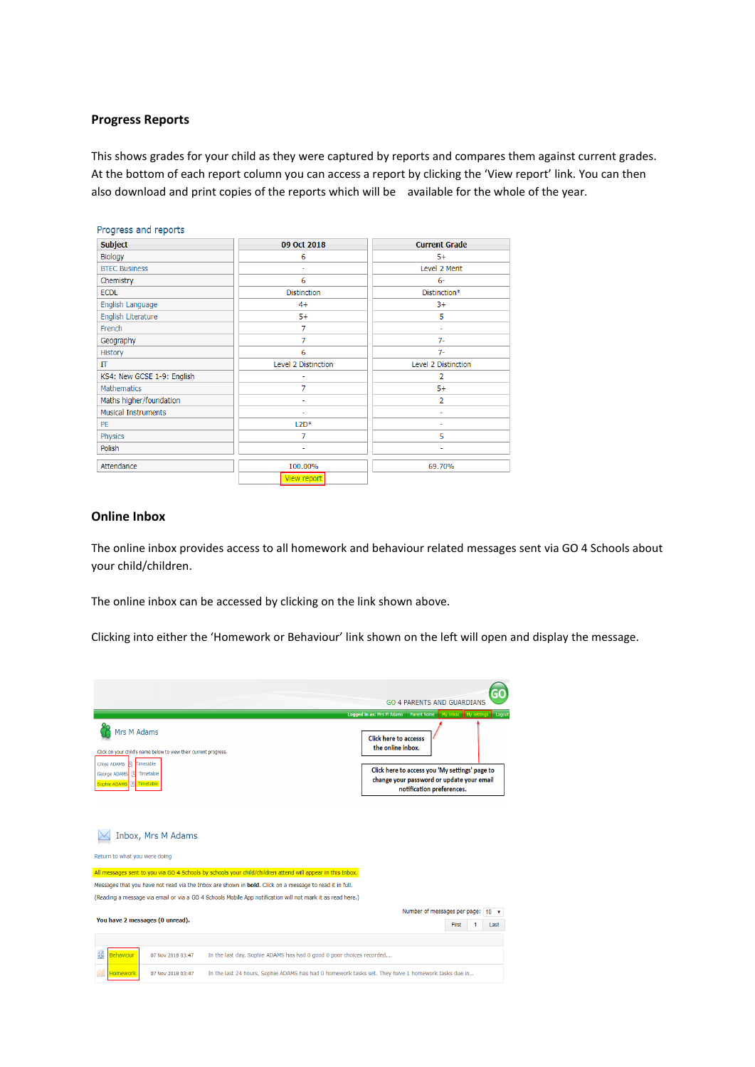## Progress Reports

This shows grades for your child as they were captured by reports and compares them against current grades. At the bottom of each report column you can access a report by clicking the 'View report' link. You can then also download and print copies of the reports which will be available for the whole of the year.

Progress and reports

| Subject | 09 Oct 2018 | Current Grade |
|---|---|---|
| Biology | 6 | 5+ |
| BTEC Business | - | Level 2 Merit |
| Chemistry | 6 | 6- |
| ECDL | Distinction | Distinction* |
| English Language | 4+ | 3+ |
| English Literature | 5+ | 5 |
| French | 7 | - |
| Geography | 7 | 7- |
| History | 6 | 7- |
| IT | Level 2 Distinction | Level 2 Distinction |
| KS4: New GCSE 1-9: English | - | 2 |
| Mathematics | 7 | 5+ |
| Maths higher/foundation | - | 2 |
| Musical Instruments | - | - |
| PE | L2D* | - |
| Physics | 7 | 5 |
| Polish | - | - |
| Attendance | 100.00% | 69.70% |
| | View report | |

## Online Inbox

The online inbox provides access to all homework and behaviour related messages sent via GO 4 Schools about your child/children.

The online inbox can be accessed by clicking on the link shown above.

Clicking into either the 'Homework or Behaviour' link shown on the left will open and display the message.

GO 4 PARENTS AND GUARDIANS

Logged in as: Mrs M Adams | Parent home | My inbox | My settings | Logout

Mrs M Adams

Click on your child's name below to view their current progress.

Chloe ADAMS – Timetable
George ADAMS – Timetable
Sophie ADAMS – Timetable

Click here to access the online inbox.

Click here to access you 'My settings' page to change your password or update your email notification preferences.

Inbox, Mrs M Adams

Return to what you were doing

All messages sent to you via GO 4 Schools by schools your child/children attend will appear in this Inbox.

Messages that you have not read via the Inbox are shown in **bold**. Click on a message to read it in full.

(Reading a message via email or via a GO 4 Schools Mobile App notification will not mark it as read here.)

Number of messages per page: 10

**You have 2 messages (0 unread).**

First | 1 | Last

| | | |
|---|---|---|
| Behaviour | 07 Nov 2018 03:47 | In the last day, Sophie ADAMS has had 0 good 0 poor choices recorded... |
| Homework | 07 Nov 2018 03:47 | In the last 24 hours, Sophie ADAMS has had 0 homework tasks set. They have 1 homework tasks due in... |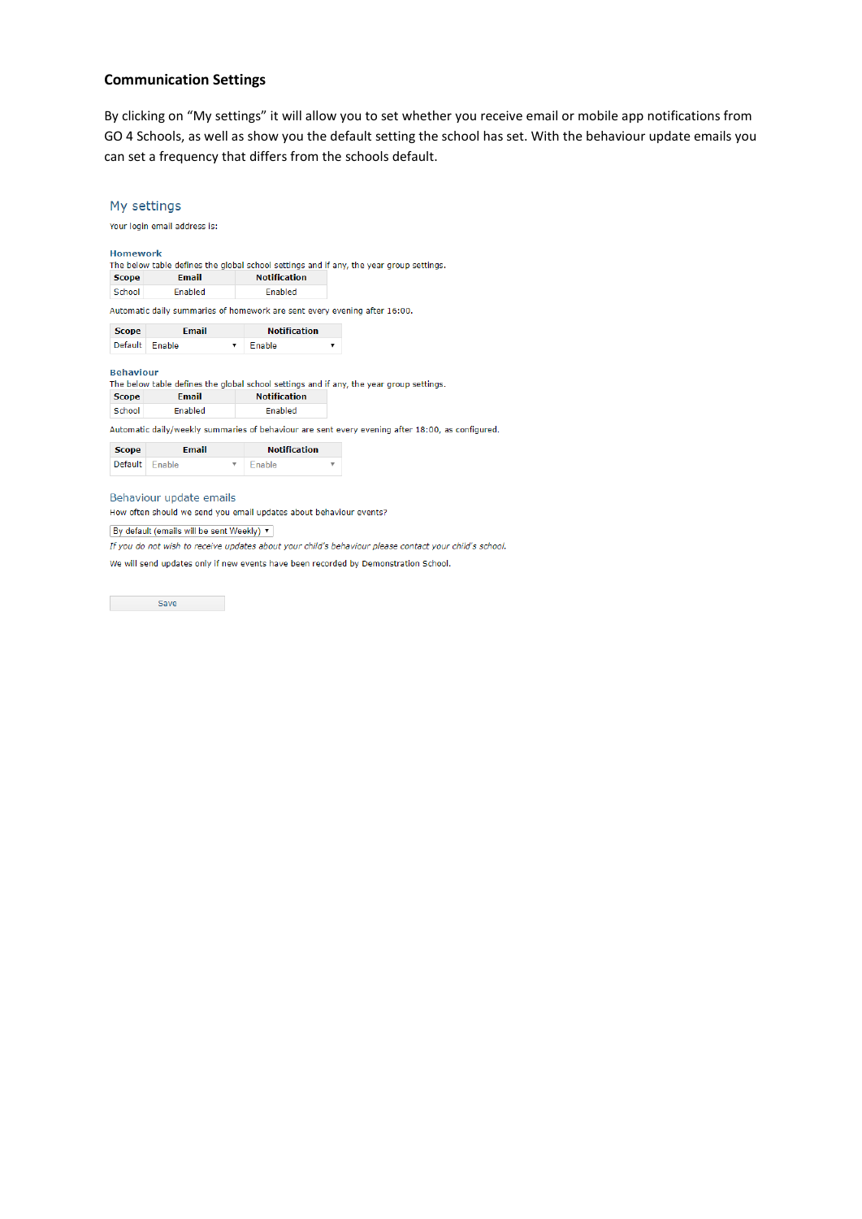### Communication Settings

By clicking on "My settings" it will allow you to set whether you receive email or mobile app notifications from GO 4 Schools, as well as show you the default setting the school has set. With the behaviour update emails you can set a frequency that differs from the schools default.

## My settings

Your login email address is:

### Homework

The below table defines the global school settings and if any, the year group settings.

| Scope | Email | Notification |
|---|---|---|
| School | Enabled | Enabled |

Automatic daily summaries of homework are sent every evening after 16:00.

| Scope | Email | Notification |
|---|---|---|
| Default | Enable ▾ | Enable ▾ |

### Behaviour

The below table defines the global school settings and if any, the year group settings.

| Scope | Email | Notification |
|---|---|---|
| School | Enabled | Enabled |

Automatic daily/weekly summaries of behaviour are sent every evening after 18:00, as configured.

| Scope | Email | Notification |
|---|---|---|
| Default | Enable ▾ | Enable ▾ |

### Behaviour update emails

How often should we send you email updates about behaviour events?

By default (emails will be sent Weekly) ▾

*If you do not wish to receive updates about your child's behaviour please contact your child's school.*

We will send updates only if new events have been recorded by Demonstration School.

Save